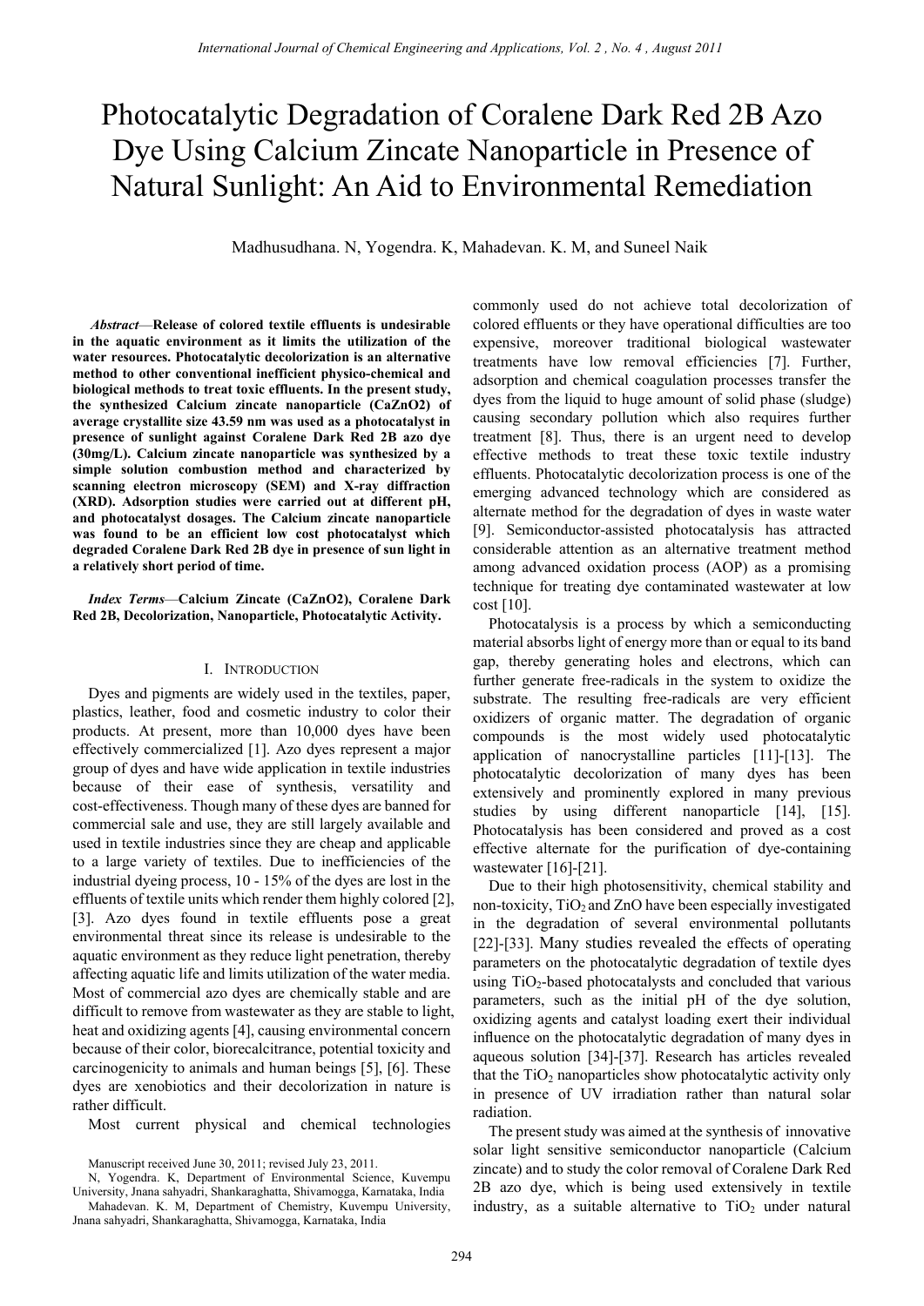# Photocatalytic Degradation of Coralene Dark Red 2B Azo Dye Using Calcium Zincate Nanoparticle in Presence of Natural Sunlight: An Aid to Environmental Remediation

Madhusudhana. N, Yogendra. K, Mahadevan. K. M, and Suneel Naik

***Abstract*—Release of colored textile effluents is undesirable in the aquatic environment as it limits the utilization of the water resources. Photocatalytic decolorization is an alternative method to other conventional inefficient physico-chemical and biological methods to treat toxic effluents. In the present study, the synthesized Calcium zincate nanoparticle (CaZnO2) of average crystallite size 43.59 nm was used as a photocatalyst in presence of sunlight against Coralene Dark Red 2B azo dye (30mg/L). Calcium zincate nanoparticle was synthesized by a simple solution combustion method and characterized by scanning electron microscopy (SEM) and X-ray diffraction (XRD). Adsorption studies were carried out at different pH, and photocatalyst dosages. The Calcium zincate nanoparticle was found to be an efficient low cost photocatalyst which degraded Coralene Dark Red 2B dye in presence of sun light in a relatively short period of time.**

***Index Terms*—Calcium Zincate (CaZnO2), Coralene Dark Red 2B, Decolorization, Nanoparticle, Photocatalytic Activity.**

## I. Introduction

Dyes and pigments are widely used in the textiles, paper, plastics, leather, food and cosmetic industry to color their products. At present, more than 10,000 dyes have been effectively commercialized [1]. Azo dyes represent a major group of dyes and have wide application in textile industries because of their ease of synthesis, versatility and cost-effectiveness. Though many of these dyes are banned for commercial sale and use, they are still largely available and used in textile industries since they are cheap and applicable to a large variety of textiles. Due to inefficiencies of the industrial dyeing process, 10 - 15% of the dyes are lost in the effluents of textile units which render them highly colored [2], [3]. Azo dyes found in textile effluents pose a great environmental threat since its release is undesirable to the aquatic environment as they reduce light penetration, thereby affecting aquatic life and limits utilization of the water media. Most of commercial azo dyes are chemically stable and are difficult to remove from wastewater as they are stable to light, heat and oxidizing agents [4], causing environmental concern because of their color, biorecalcitrance, potential toxicity and carcinogenicity to animals and human beings [5], [6]. These dyes are xenobiotics and their decolorization in nature is rather difficult.

Most current physical and chemical technologies commonly used do not achieve total decolorization of colored effluents or they have operational difficulties are too expensive, moreover traditional biological wastewater treatments have low removal efficiencies [7]. Further, adsorption and chemical coagulation processes transfer the dyes from the liquid to huge amount of solid phase (sludge) causing secondary pollution which also requires further treatment [8]. Thus, there is an urgent need to develop effective methods to treat these toxic textile industry effluents. Photocatalytic decolorization process is one of the emerging advanced technology which are considered as alternate method for the degradation of dyes in waste water [9]. Semiconductor-assisted photocatalysis has attracted considerable attention as an alternative treatment method among advanced oxidation process (AOP) as a promising technique for treating dye contaminated wastewater at low cost [10].

Photocatalysis is a process by which a semiconducting material absorbs light of energy more than or equal to its band gap, thereby generating holes and electrons, which can further generate free-radicals in the system to oxidize the substrate. The resulting free-radicals are very efficient oxidizers of organic matter. The degradation of organic compounds is the most widely used photocatalytic application of nanocrystalline particles [11]-[13]. The photocatalytic decolorization of many dyes has been extensively and prominently explored in many previous studies by using different nanoparticle [14], [15]. Photocatalysis has been considered and proved as a cost effective alternate for the purification of dye-containing wastewater [16]-[21].

Due to their high photosensitivity, chemical stability and non-toxicity, $TiO_2$ and ZnO have been especially investigated in the degradation of several environmental pollutants [22]-[33]. Many studies revealed the effects of operating parameters on the photocatalytic degradation of textile dyes using $TiO_2$-based photocatalysts and concluded that various parameters, such as the initial pH of the dye solution, oxidizing agents and catalyst loading exert their individual influence on the photocatalytic degradation of many dyes in aqueous solution [34]-[37]. Research has articles revealed that the $TiO_2$ nanoparticles show photocatalytic activity only in presence of UV irradiation rather than natural solar radiation.

The present study was aimed at the synthesis of innovative solar light sensitive semiconductor nanoparticle (Calcium zincate) and to study the color removal of Coralene Dark Red 2B azo dye, which is being used extensively in textile industry, as a suitable alternative to $TiO_2$ under natural

Manuscript received June 30, 2011; revised July 23, 2011.

N, Yogendra. K, Department of Environmental Science, Kuvempu University, Jnana sahyadri, Shankaraghatta, Shivamogga, Karnataka, India

Mahadevan. K. M, Department of Chemistry, Kuvempu University, Jnana sahyadri, Shankaraghatta, Shivamogga, Karnataka, India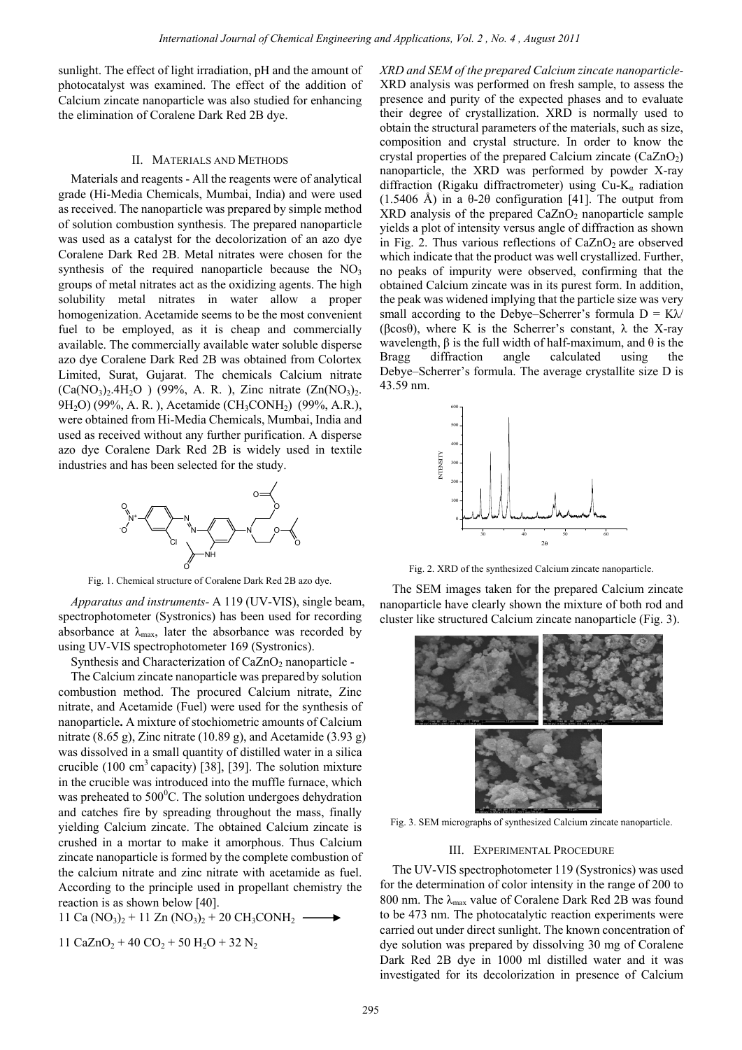sunlight. The effect of light irradiation, pH and the amount of photocatalyst was examined. The effect of the addition of Calcium zincate nanoparticle was also studied for enhancing the elimination of Coralene Dark Red 2B dye.

## II. Materials and Methods

Materials and reagents - All the reagents were of analytical grade (Hi-Media Chemicals, Mumbai, India) and were used as received. The nanoparticle was prepared by simple method of solution combustion synthesis. The prepared nanoparticle was used as a catalyst for the decolorization of an azo dye Coralene Dark Red 2B. Metal nitrates were chosen for the synthesis of the required nanoparticle because the $NO_3$ groups of metal nitrates act as the oxidizing agents. The high solubility metal nitrates in water allow a proper homogenization. Acetamide seems to be the most convenient fuel to be employed, as it is cheap and commercially available. The commercially available water soluble disperse azo dye Coralene Dark Red 2B was obtained from Colortex Limited, Surat, Gujarat. The chemicals Calcium nitrate ($Ca(NO_3)_2.4H_2O$ ) (99%, A. R. ), Zinc nitrate ($Zn(NO_3)_2.9H_2O$) (99%, A. R. ), Acetamide ($CH_3CONH_2$) (99%, A.R.), were obtained from Hi-Media Chemicals, Mumbai, India and used as received without any further purification. A disperse azo dye Coralene Dark Red 2B is widely used in textile industries and has been selected for the study.

Fig. 1. Chemical structure of Coralene Dark Red 2B azo dye.

*Apparatus and instruments*- A 119 (UV-VIS), single beam, spectrophotometer (Systronics) has been used for recording absorbance at $\lambda_{max}$, later the absorbance was recorded by using UV-VIS spectrophotometer 169 (Systronics).

Synthesis and Characterization of $CaZnO_2$ nanoparticle -

The Calcium zincate nanoparticle was prepared by solution combustion method. The procured Calcium nitrate, Zinc nitrate, and Acetamide (Fuel) were used for the synthesis of nanoparticle**.** A mixture of stochiometric amounts of Calcium nitrate (8.65 g), Zinc nitrate (10.89 g), and Acetamide (3.93 g) was dissolved in a small quantity of distilled water in a silica crucible (100 $cm^3$ capacity) [38], [39]. The solution mixture in the crucible was introduced into the muffle furnace, which was preheated to $500^0$C. The solution undergoes dehydration and catches fire by spreading throughout the mass, finally yielding Calcium zincate. The obtained Calcium zincate is crushed in a mortar to make it amorphous. Thus Calcium zincate nanoparticle is formed by the complete combustion of the calcium nitrate and zinc nitrate with acetamide as fuel. According to the principle used in propellant chemistry the reaction is as shown below [40].

$$11\ Ca(NO_3)_2 + 11\ Zn(NO_3)_2 + 20\ CH_3CONH_2 \longrightarrow$$

$$11\ CaZnO_2 + 40\ CO_2 + 50\ H_2O + 32\ N_2$$

*XRD and SEM of the prepared Calcium zincate nanoparticle*- XRD analysis was performed on fresh sample, to assess the presence and purity of the expected phases and to evaluate their degree of crystallization. XRD is normally used to obtain the structural parameters of the materials, such as size, composition and crystal structure. In order to know the crystal properties of the prepared Calcium zincate ($CaZnO_2$) nanoparticle, the XRD was performed by powder X-ray diffraction (Rigaku diffractrometer) using Cu-$K_\alpha$ radiation (1.5406 Å) in a θ-2θ configuration [41]. The output from XRD analysis of the prepared $CaZnO_2$ nanoparticle sample yields a plot of intensity versus angle of diffraction as shown in Fig. 2. Thus various reflections of $CaZnO_2$ are observed which indicate that the product was well crystallized. Further, no peaks of impurity were observed, confirming that the obtained Calcium zincate was in its purest form. In addition, the peak was widened implying that the particle size was very small according to the Debye–Scherrer's formula $D = K\lambda/(\beta\cos\theta)$, where K is the Scherrer's constant, λ the X-ray wavelength, β is the full width of half-maximum, and θ is the Bragg diffraction angle calculated using the Debye–Scherrer's formula. The average crystallite size D is 43.59 nm.

Fig. 2. XRD of the synthesized Calcium zincate nanoparticle.

The SEM images taken for the prepared Calcium zincate nanoparticle have clearly shown the mixture of both rod and cluster like structured Calcium zincate nanoparticle (Fig. 3).

Fig. 3. SEM micrographs of synthesized Calcium zincate nanoparticle.

## III. Experimental Procedure

The UV-VIS spectrophotometer 119 (Systronics) was used for the determination of color intensity in the range of 200 to 800 nm. The $\lambda_{max}$ value of Coralene Dark Red 2B was found to be 473 nm. The photocatalytic reaction experiments were carried out under direct sunlight. The known concentration of dye solution was prepared by dissolving 30 mg of Coralene Dark Red 2B dye in 1000 ml distilled water and it was investigated for its decolorization in presence of Calcium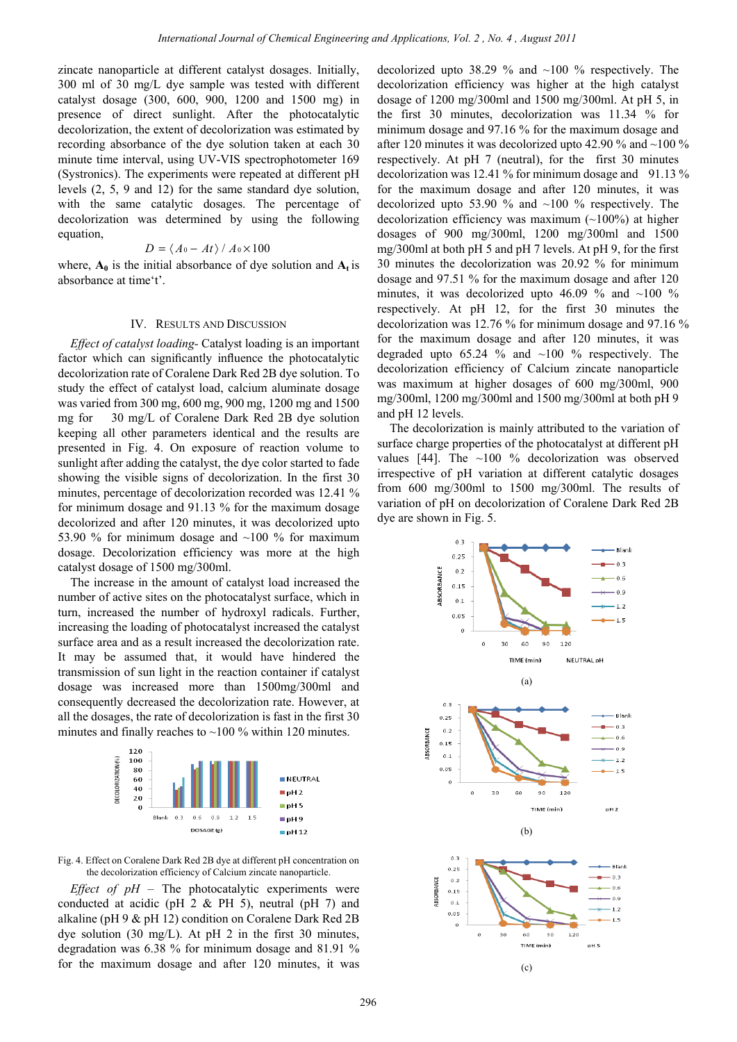zincate nanoparticle at different catalyst dosages. Initially, 300 ml of 30 mg/L dye sample was tested with different catalyst dosage (300, 600, 900, 1200 and 1500 mg) in presence of direct sunlight. After the photocatalytic decolorization, the extent of decolorization was estimated by recording absorbance of the dye solution taken at each 30 minute time interval, using UV-VIS spectrophotometer 169 (Systronics). The experiments were repeated at different pH levels (2, 5, 9 and 12) for the same standard dye solution, with the same catalytic dosages. The percentage of decolorization was determined by using the following equation,

$$D = \langle A_0 - A_t \rangle / A_0 \times 100$$

where, $A_0$ is the initial absorbance of dye solution and $A_t$ is absorbance at time't'.

## IV. Results and Discussion

*Effect of catalyst loading*- Catalyst loading is an important factor which can significantly influence the photocatalytic decolorization rate of Coralene Dark Red 2B dye solution. To study the effect of catalyst load, calcium aluminate dosage was varied from 300 mg, 600 mg, 900 mg, 1200 mg and 1500 mg for 30 mg/L of Coralene Dark Red 2B dye solution keeping all other parameters identical and the results are presented in Fig. 4. On exposure of reaction volume to sunlight after adding the catalyst, the dye color started to fade showing the visible signs of decolorization. In the first 30 minutes, percentage of decolorization recorded was 12.41 % for minimum dosage and 91.13 % for the maximum dosage decolorized and after 120 minutes, it was decolorized upto 53.90 % for minimum dosage and ~100 % for maximum dosage. Decolorization efficiency was more at the high catalyst dosage of 1500 mg/300ml.

The increase in the amount of catalyst load increased the number of active sites on the photocatalyst surface, which in turn, increased the number of hydroxyl radicals. Further, increasing the loading of photocatalyst increased the catalyst surface area and as a result increased the decolorization rate. It may be assumed that, it would have hindered the transmission of sun light in the reaction container if catalyst dosage was increased more than 1500mg/300ml and consequently decreased the decolorization rate. However, at all the dosages, the rate of decolorization is fast in the first 30 minutes and finally reaches to ~100 % within 120 minutes.

Fig. 4. Effect on Coralene Dark Red 2B dye at different pH concentration on the decolorization efficiency of Calcium zincate nanoparticle.

*Effect of pH* – The photocatalytic experiments were conducted at acidic (pH 2 & PH 5), neutral (pH 7) and alkaline (pH 9 & pH 12) condition on Coralene Dark Red 2B dye solution (30 mg/L). At pH 2 in the first 30 minutes, degradation was 6.38 % for minimum dosage and 81.91 % for the maximum dosage and after 120 minutes, it was decolorized upto 38.29 % and ~100 % respectively. The decolorization efficiency was higher at the high catalyst dosage of 1200 mg/300ml and 1500 mg/300ml. At pH 5, in the first 30 minutes, decolorization was 11.34 % for minimum dosage and 97.16 % for the maximum dosage and after 120 minutes it was decolorized upto 42.90 % and ~100 % respectively. At pH 7 (neutral), for the first 30 minutes decolorization was 12.41 % for minimum dosage and 91.13 % for the maximum dosage and after 120 minutes, it was decolorized upto 53.90 % and ~100 % respectively. The decolorization efficiency was maximum (~100%) at higher dosages of 900 mg/300ml, 1200 mg/300ml and 1500 mg/300ml at both pH 5 and pH 7 levels. At pH 9, for the first 30 minutes the decolorization was 20.92 % for minimum dosage and 97.51 % for the maximum dosage and after 120 minutes, it was decolorized upto 46.09 % and ~100 % respectively. At pH 12, for the first 30 minutes the decolorization was 12.76 % for minimum dosage and 97.16 % for the maximum dosage and after 120 minutes, it was degraded upto 65.24 % and ~100 % respectively. The decolorization efficiency of Calcium zincate nanoparticle was maximum at higher dosages of 600 mg/300ml, 900 mg/300ml, 1200 mg/300ml and 1500 mg/300ml at both pH 9 and pH 12 levels.

The decolorization is mainly attributed to the variation of surface charge properties of the photocatalyst at different pH values [44]. The ~100 % decolorization was observed irrespective of pH variation at different catalytic dosages from 600 mg/300ml to 1500 mg/300ml. The results of variation of pH on decolorization of Coralene Dark Red 2B dye are shown in Fig. 5.

(a)

(b)

(c)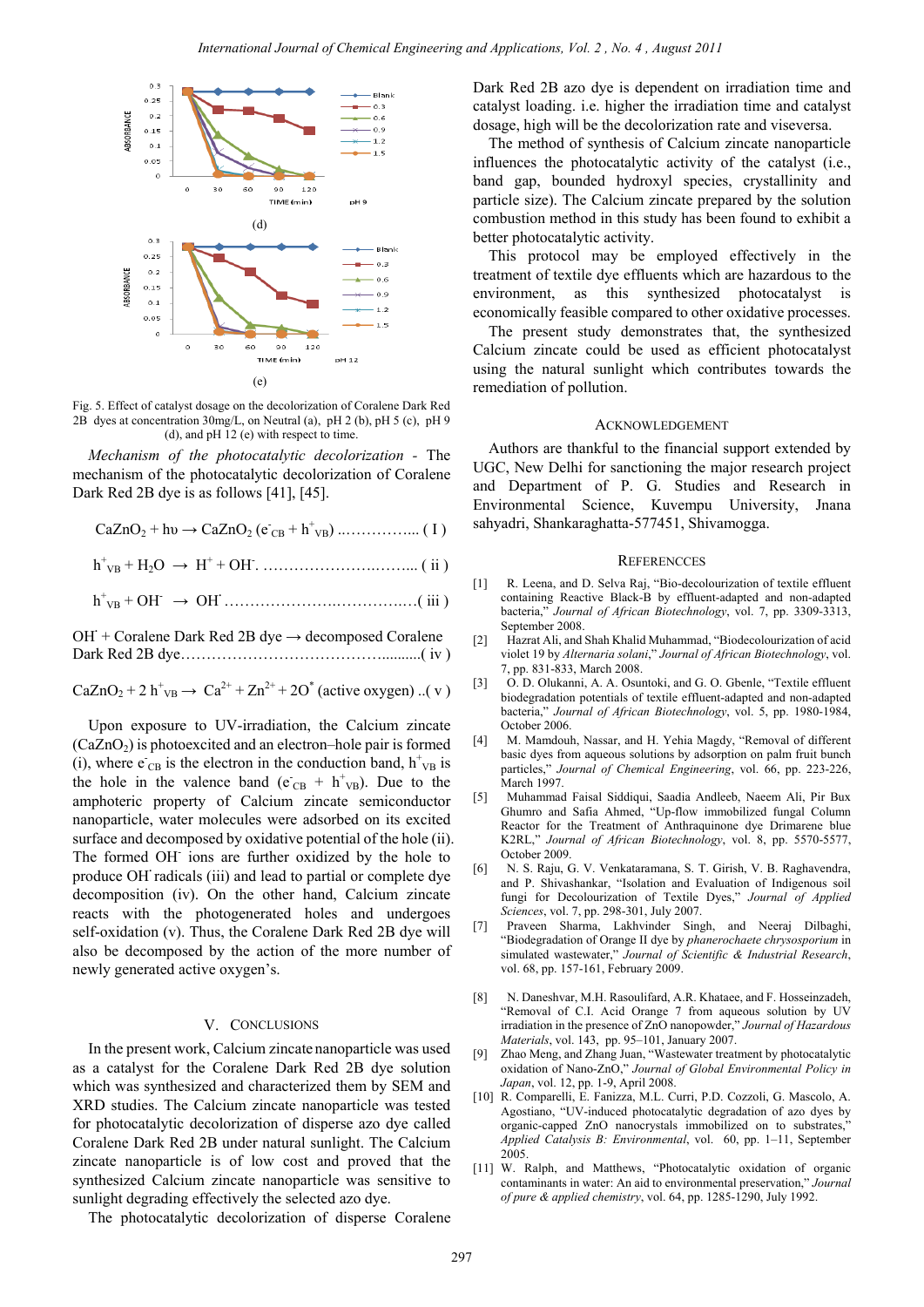(d)

(e)

Fig. 5. Effect of catalyst dosage on the decolorization of Coralene Dark Red 2B dyes at concentration 30mg/L, on Neutral (a), pH 2 (b), pH 5 (c), pH 9 (d), and pH 12 (e) with respect to time.

*Mechanism of the photocatalytic decolorization* - The mechanism of the photocatalytic decolorization of Coralene Dark Red 2B dye is as follows [41], [45].

$CaZnO_2 + h\upsilon \rightarrow CaZnO_2 (e^-_{CB} + h^+_{VB})$ ................ ( I )

$h^+_{VB} + H_2O \rightarrow H^+ + OH^.$ ................................ ( ii )

$h^+_{VB} + OH^- \rightarrow OH^.$ ......................................( iii )

$OH^.$ + Coralene Dark Red 2B dye → decomposed Coralene Dark Red 2B dye.........................................( iv )

$CaZnO_2 + 2\, h^+_{VB} \rightarrow Ca^{2+} + Zn^{2+} + 2O^*$ (active oxygen) ..( v )

Upon exposure to UV-irradiation, the Calcium zincate ($CaZnO_2$) is photoexcited and an electron–hole pair is formed (i), where $e^-_{CB}$ is the electron in the conduction band, $h^+_{VB}$ is the hole in the valence band ($e^-_{CB} + h^+_{VB}$). Due to the amphoteric property of Calcium zincate semiconductor nanoparticle, water molecules were adsorbed on its excited surface and decomposed by oxidative potential of the hole (ii). The formed $OH^-$ ions are further oxidized by the hole to produce $OH^.$ radicals (iii) and lead to partial or complete dye decomposition (iv). On the other hand, Calcium zincate reacts with the photogenerated holes and undergoes self-oxidation (v). Thus, the Coralene Dark Red 2B dye will also be decomposed by the action of the more number of newly generated active oxygen's.

## V. Conclusions

In the present work, Calcium zincate nanoparticle was used as a catalyst for the Coralene Dark Red 2B dye solution which was synthesized and characterized them by SEM and XRD studies. The Calcium zincate nanoparticle was tested for photocatalytic decolorization of disperse azo dye called Coralene Dark Red 2B under natural sunlight. The Calcium zincate nanoparticle is of low cost and proved that the synthesized Calcium zincate nanoparticle was sensitive to sunlight degrading effectively the selected azo dye.

The photocatalytic decolorization of disperse Coralene Dark Red 2B azo dye is dependent on irradiation time and catalyst loading. i.e. higher the irradiation time and catalyst dosage, high will be the decolorization rate and viseversa.

The method of synthesis of Calcium zincate nanoparticle influences the photocatalytic activity of the catalyst (i.e., band gap, bounded hydroxyl species, crystallinity and particle size). The Calcium zincate prepared by the solution combustion method in this study has been found to exhibit a better photocatalytic activity.

This protocol may be employed effectively in the treatment of textile dye effluents which are hazardous to the environment, as this synthesized photocatalyst is economically feasible compared to other oxidative processes.

The present study demonstrates that, the synthesized Calcium zincate could be used as efficient photocatalyst using the natural sunlight which contributes towards the remediation of pollution.

## Acknowledgement

Authors are thankful to the financial support extended by UGC, New Delhi for sanctioning the major research project and Department of P. G. Studies and Research in Environmental Science, Kuvempu University, Jnana sahyadri, Shankaraghatta-577451, Shivamogga.

## Referencces

[1] R. Leena, and D. Selva Raj, "Bio-decolourization of textile effluent containing Reactive Black-B by effluent-adapted and non-adapted bacteria," *Journal of African Biotechnology*, vol. 7, pp. 3309-3313, September 2008.

[2] Hazrat Ali, and Shah Khalid Muhammad, "Biodecolourization of acid violet 19 by *Alternaria solani*," *Journal of African Biotechnology*, vol. 7, pp. 831-833, March 2008.

[3] O. D. Olukanni, A. A. Osuntoki, and G. O. Gbenle, "Textile effluent biodegradation potentials of textile effluent-adapted and non-adapted bacteria," *Journal of African Biotechnology*, vol. 5, pp. 1980-1984, October 2006.

[4] M. Mamdouh, Nassar, and H. Yehia Magdy, "Removal of different basic dyes from aqueous solutions by adsorption on palm fruit bunch particles," *Journal of Chemical Engineering*, vol. 66, pp. 223-226, March 1997.

[5] Muhammad Faisal Siddiqui, Saadia Andleeb, Naeem Ali, Pir Bux Ghumro and Safia Ahmed, "Up-flow immobilized fungal Column Reactor for the Treatment of Anthraquinone dye Drimarene blue K2RL," *Journal of African Biotechnology*, vol. 8, pp. 5570-5577, October 2009.

[6] N. S. Raju, G. V. Venkataramana, S. T. Girish, V. B. Raghavendra, and P. Shivashankar, "Isolation and Evaluation of Indigenous soil fungi for Decolourization of Textile Dyes," *Journal of Applied Sciences*, vol. 7, pp. 298-301, July 2007.

[7] Praveen Sharma, Lakhvinder Singh, and Neeraj Dilbaghi, "Biodegradation of Orange II dye by *phanerochaete chrysosporium* in simulated wastewater," *Journal of Scientific & Industrial Research*, vol. 68, pp. 157-161, February 2009.

[8] N. Daneshvar, M.H. Rasoulifard, A.R. Khataee, and F. Hosseinzadeh, "Removal of C.I. Acid Orange 7 from aqueous solution by UV irradiation in the presence of ZnO nanopowder," *Journal of Hazardous Materials*, vol. 143, pp. 95–101, January 2007.

[9] Zhao Meng, and Zhang Juan, "Wastewater treatment by photocatalytic oxidation of Nano-ZnO," *Journal of Global Environmental Policy in Japan*, vol. 12, pp. 1-9, April 2008.

[10] R. Comparelli, E. Fanizza, M.L. Curri, P.D. Cozzoli, G. Mascolo, A. Agostiano, "UV-induced photocatalytic degradation of azo dyes by organic-capped ZnO nanocrystals immobilized on to substrates," *Applied Catalysis B: Environmental*, vol. 60, pp. 1–11, September 2005.

[11] W. Ralph, and Matthews, "Photocatalytic oxidation of organic contaminants in water: An aid to environmental preservation," *Journal of pure & applied chemistry*, vol. 64, pp. 1285-1290, July 1992.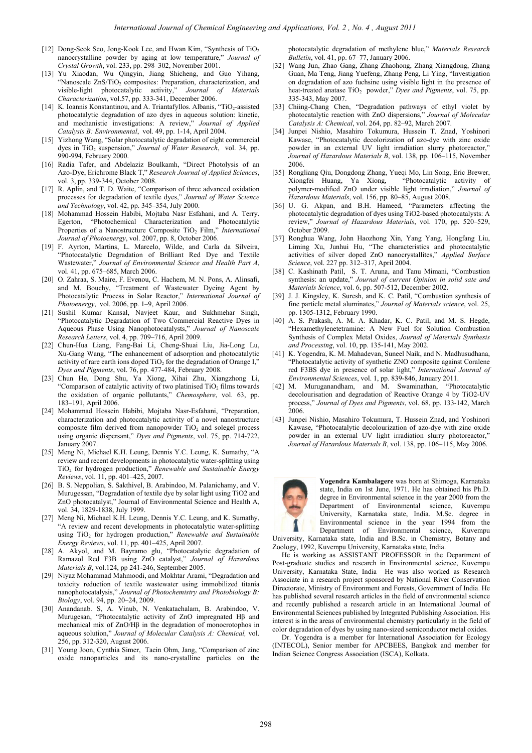[12] Dong-Seok Seo, Jong-Kook Lee, and Hwan Kim, "Synthesis of $TiO_2$ nanocrystalline powder by aging at low temperature," *Journal of Crystal Growth*, vol. 233, pp. 298–302, November 2001.

[13] Yu Xiaodan, Wu Qingyin, Jiang Shicheng, and Guo Yihang, "Nanoscale $ZnS/TiO_2$ composites: Preparation, characterization, and visible-light photocatalytic activity," *Journal of Materials Characterization*, vol.57, pp. 333-341, December 2006.

[14] K. Ioannis Konstantinou, and A. Triantafyllos. Albanis, "$TiO_2$-assisted photocatalytic degradation of azo dyes in aqueous solution: kinetic, and mechanistic investigations: A review," *Journal of Applied Catalysis B: Environmental*, vol. 49, pp. 1-14, April 2004.

[15] Yizhong Wang, "Solar photocatalytic degradation of eight commercial dyes in $TiO_2$ suspension," *Journal of Water Research*, vol. 34, pp. 990-994, February 2000.

[16] Radia Tafer, and Abdelaziz Boulkamh, "Direct Photolysis of an Azo-Dye, Erichrome Black T," *Research Journal of Applied Sciences*, vol. 3, pp. 339-344, October 2008.

[17] R. Aplin, and T. D. Waite, "Comparison of three advanced oxidation processes for degradation of textile dyes," *Journal of Water Science and Technology*, vol. 42, pp. 345–354, July 2000.

[18] Mohammad Hossein Habibi, Mojtaba Nasr Esfahani, and A. Terry. Egerton, "Photochemical Characterization and Photocatalytic Properties of a Nanostructure Composite $TiO_2$ Film," *International Journal of Photoenergy*, vol. 2007, pp. 8, October 2006.

[19] F. Ayrton, Martins, L. Marcelo, Wilde, and Carla da Silveira, "Photocatalytic Degradation of Brilliant Red Dye and Textile Wastewater," *Journal of Environmental Science and Health Part A*, vol. 41, pp. 675–685, March 2006.

[20] O. Zahraa, S. Maire, F. Evenou, C. Hachem, M. N. Pons, A. Alinsafi, and M. Bouchy, "Treatment of Wastewater Dyeing Agent by Photocatalytic Process in Solar Reactor," *International Journal of Photoenergy*, vol. 2006, pp. 1–9, April 2006.

[21] Sushil Kumar Kansal, Navjeet Kaur, and Sukhmehar Singh, "Photocatalytic Degradation of Two Commercial Reactive Dyes in Aqueous Phase Using Nanophotocatalysts," *Journal of Nanoscale Research Letters*, vol. 4, pp. 709–716, April 2009.

[22] Chun-Hua Liang, Fang-Bai Li, Cheng-Shuai Liu, Jia-Long Lu, Xu-Gang Wang, "The enhancement of adsorption and photocatalytic activity of rare earth ions doped $TiO_2$ for the degradation of Orange I," *Dyes and Pigments*, vol. 76, pp. 477-484, February 2008.

[23] Chun He, Dong Shu, Ya Xiong, Xihai Zhu, Xiangzhong Li, "Comparison of catalytic activity of two platinised $TiO_2$ films towards the oxidation of organic pollutants," *Chemosphere*, vol. 63, pp. 183–191, April 2006.

[24] Mohammad Hossein Habibi, Mojtaba Nasr-Esfahani, "Preparation, characterization and photocatalytic activity of a novel nanostructure composite film derived from nanopowder $TiO_2$ and solegel process using organic dispersant," *Dyes and Pigments*, vol. 75, pp. 714-722, January 2007.

[25] Meng Ni, Michael K.H. Leung, Dennis Y.C. Leung, K. Sumathy, "A review and recent developments in photocatalytic water-splitting using $TiO_2$ for hydrogen production," *Renewable and Sustainable Energy Reviews*, vol. 11, pp. 401–425, 2007.

[26] B. S. Neppolian, S. Sakthivel, B. Arabindoo, M. Palanichamy, and V. Murugessan, "Degradation of textile dye by solar light using TiO2 and ZnO photocatalyst," Journal of Environmental Science and Health A, vol. 34, 1829-1838, July 1999.

[27] Meng Ni, Michael K.H. Leung, Dennis Y.C. Leung, and K. Sumathy, "A review and recent developments in photocatalytic water-splitting using $TiO_2$ for hydrogen production," *Renewable and Sustainable Energy Reviews*, vol. 11, pp. 401–425, April 2007.

[28] A. Akyol, and M. Bayramo glu, "Photocatalytic degradation of Ramazol Red F3B using ZnO catalyst," *Journal of Hazardous Materials B*, vol.124, pp 241-246, September 2005.

[29] Niyaz Mohammad Mahmoodi, and Mokhtar Arami, "Degradation and toxicity reduction of textile wastewater using immobilized titania nanophotocatalysis," *Journal of Photochemistry and Photobiology B: Biology*, vol. 94, pp. 20–24, 2009.

[30] Anandanab. S, A. Vinub, N. Venkatachalam, B. Arabindoo, V. Murugesan, "Photocatalytic activity of ZnO impregnated Hβ and mechanical mix of ZnO/Hβ in the degradation of monocrotophos in aqueous solution," *Journal of Molecular Catalysis A: Chemical,* vol. 256, pp. 312-320, August 2006.

[31] Young Joon, Cynthia Simer, Taein Ohm, Jang, "Comparison of zinc oxide nanoparticles and its nano-crystalline particles on the photocatalytic degradation of methylene blue," *Materials Research Bulletin*, vol. 41, pp. 67–77, January 2006.

[32] Wang Jun, Zhao Gang, Zhang Zhaohong, Zhang Xiangdong, Zhang Guan, Ma Teng, Jiang Yuefeng, Zhang Peng, Li Ying, "Investigation on degradation of azo fuchsine using visible light in the presence of heat-treated anatase $TiO_2$ powder," *Dyes and Pigments*, vol. 75, pp. 335-343, May 2007.

[33] Chiing-Chang Chen, "Degradation pathways of ethyl violet by photocatalytic reaction with ZnO dispersions," *Journal of Molecular Catalysis A: Chemical*, vol. 264, pp. 82–92, March 2007.

[34] Junpei Nishio, Masahiro Tokumura, Hussein T. Znad, Yoshinori Kawase, "Photocatalytic decolorization of azo-dye with zinc oxide powder in an external UV light irradiation slurry photoreactor," *Journal of Hazardous Materials B*, vol. 138, pp. 106–115, November 2006.

[35] Rongliang Qiu, Dongdong Zhang, Yueqi Mo, Lin Song, Eric Brewer, Xiongfei Huang, Ya Xiong, "Photocatalytic activity of polymer-modified ZnO under visible light irradiation," *Journal of Hazardous Materials*, vol. 156, pp. 80–85, August 2008.

[36] U. G. Akpan, and B.H. Hameed, "Parameters affecting the photocatalytic degradation of dyes using TiO2-based photocatalysts: A review," *Journal of Hazardous Materials*, vol. 170, pp. 520–529, October 2009.

[37] Ronghua Wang, John Haozhong Xin, Yang Yang, Hongfang Liu, Liming Xu, Junhui Hu, "The characteristics and photocatalytic activities of silver doped ZnO nanocrystallites," *Applied Surface Science*, vol. 227 pp. 312–317, April 2004.

[38] C. Kashinath Patil, S. T. Aruna, and Tanu Mimani, "Combustion synthesis: an update," *Journal of current Opinion in solid sate and Materials Science*, vol. 6, pp. 507-512, December 2002.

[39] J. J. Kingsley, K. Suresh, and K. C. Patil, "Combustion synthesis of fine particle metal aluminates," *Journal of Materials science*, vol. 25, pp. 1305-1312, February 1990.

[40] A. S. Prakash, A. M. A. Khadar, K. C. Patil, and M. S. Hegde, "Hexamethylenetetramine: A New Fuel for Solution Combustion Synthesis of Complex Metal Oxides, *Journal of Materials Synthesis and Processing*, vol. 10, pp. 135-141, May 2002.

[41] K. Yogendra, K. M. Mahadevan, Suneel Naik, and N. Madhusudhana, "Photocatalytic activity of synthetic ZNO composite against Coralene red F3BS dye in presence of solar light," *International Journal of Environmental Sciences*, vol. 1, pp. 839-846, January 2011.

[42] M. Muruganandham, and M. Swaminathan, "Photocatalytic decolourisation and degradation of Reactive Orange 4 by TiO2-UV process," *Journal of Dyes and Pigments*, vol. 68, pp. 133-142, March 2006.

[43] Junpei Nishio, Masahiro Tokumura, T. Hussein Znad, and Yoshinori Kawase, "Photocatalytic decolourization of azo-dye with zinc oxide powder in an external UV light irradiation slurry photoreactor," *Journal of Hazardous Materials B*, vol. 138, pp. 106–115, May 2006.

**Yogendra Kambalagere** was born at Shimoga, Karnataka state, India on 1st June, 1971. He has obtained his Ph.D. degree in Environmental science in the year 2000 from the Department of Environmental science, Kuvempu University, Karnataka state, India. M.Sc. degree in Environmental science in the year 1994 from the Department of Environmental science, Kuvempu University, Karnataka state, India and B.Sc. in Chemistry, Botany and Zoology, 1992, Kuvempu University, Karnataka state, India.

He is working as ASSISTANT PROFESSOR in the Department of Post-graduate studies and research in Environmental science, Kuvempu University, Karnataka State, India He was also worked as Research Associate in a research project sponsored by National River Conservation Directorate, Ministry of Environment and Forests, Government of India. He has published several research articles in the field of environmental science and recently published a research article in an International Journal of Environmental Sciences published by Integrated Publishing Association. His interest is in the areas of environmental chemistry particularly in the field of color degradation of dyes by using nano-sized semiconductor metal oxides.

Dr. Yogendra is a member for International Association for Ecology (INTECOL), Senior member for APCBEES, Bangkok and member for Indian Science Congress Association (ISCA), Kolkata.